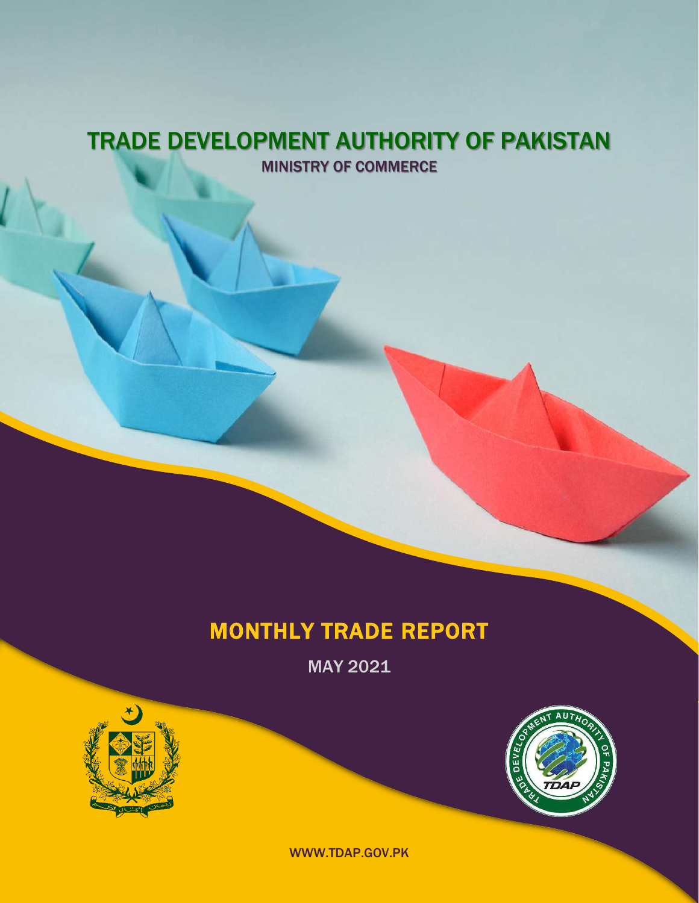# TRADE DEVELOPMENT AUTHORITY OF PAKISTAN

MINISTRY OF COMMERCE

## MONTHLY TRADE REPORT

MAY 2021

WWW.TDAP.GOV.PK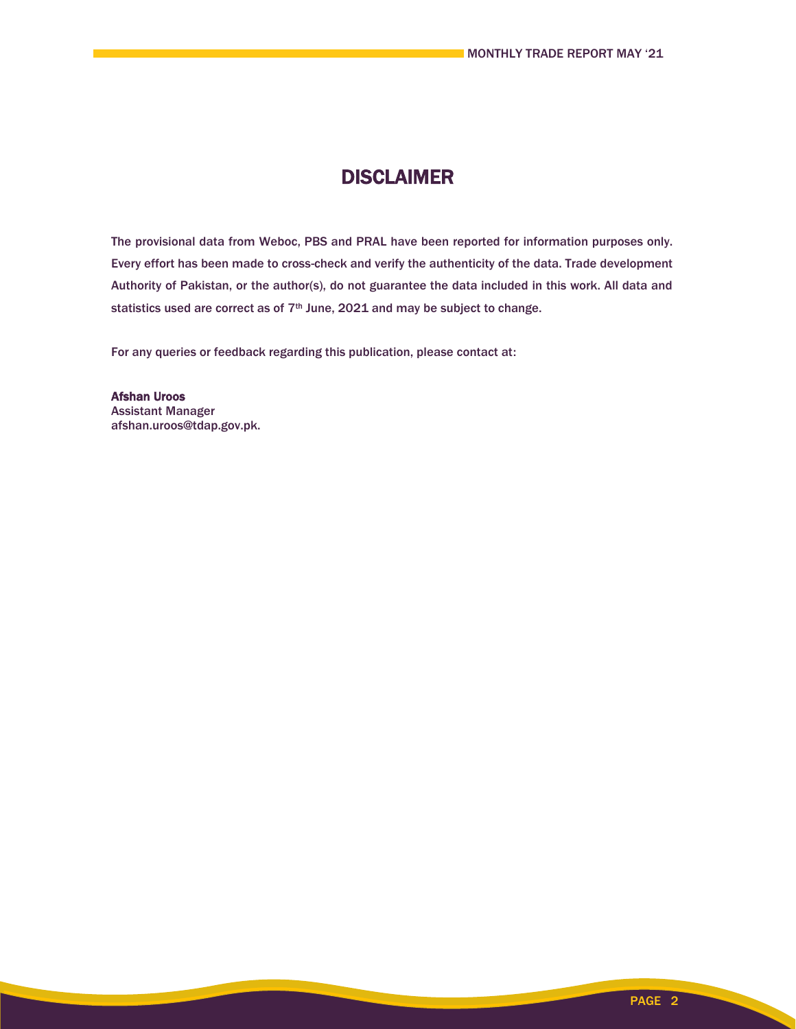# DISCLAIMER

The provisional data from Weboc, PBS and PRAL have been reported for information purposes only. Every effort has been made to cross-check and verify the authenticity of the data. Trade development Authority of Pakistan, or the author(s), do not guarantee the data included in this work. All data and statistics used are correct as of 7th June, 2021 and may be subject to change.

For any queries or feedback regarding this publication, please contact at:

**Afshan Uroos**
Assistant Manager
afshan.uroos@tdap.gov.pk.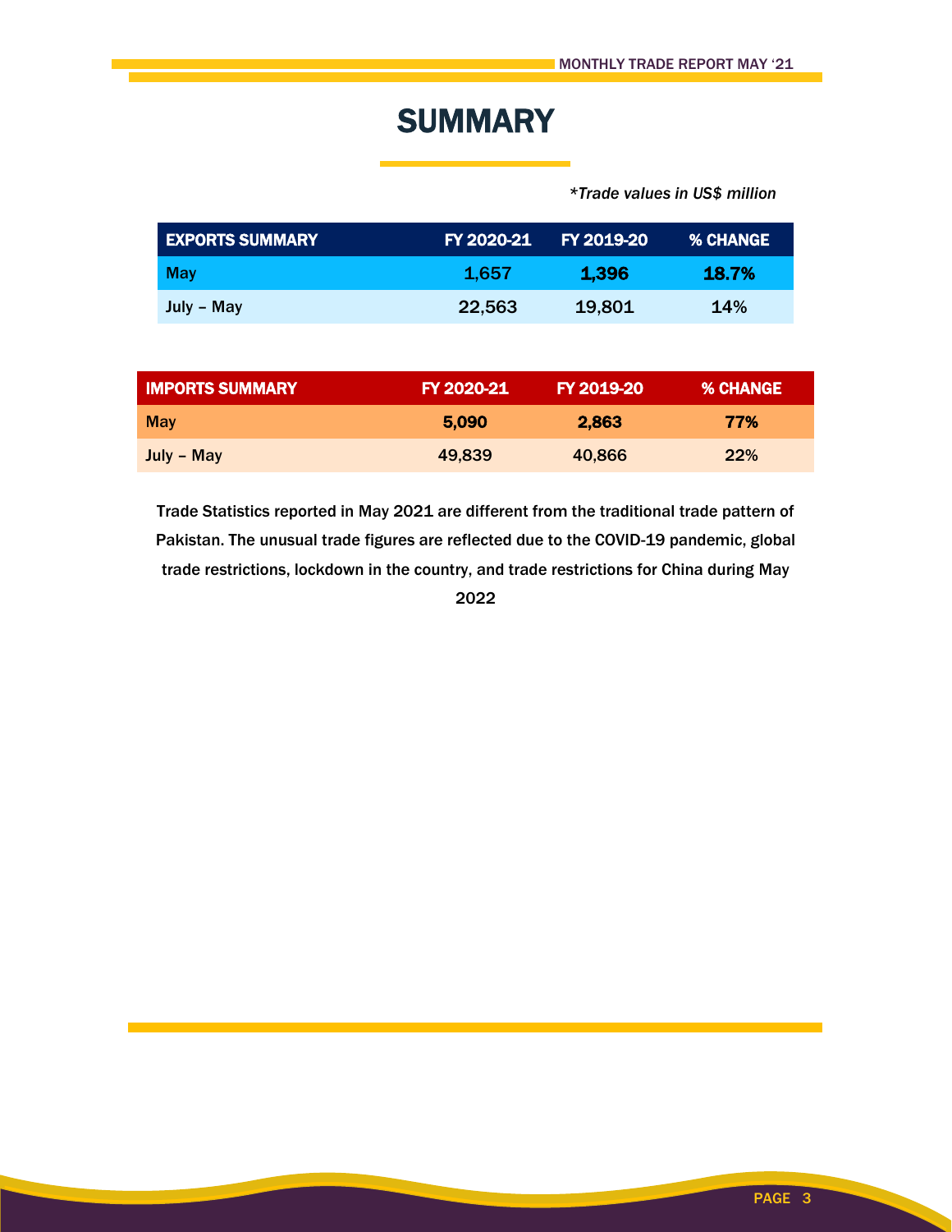# SUMMARY

*\*Trade values in US$ million*

| EXPORTS SUMMARY | FY 2020-21 | FY 2019-20 | % CHANGE |
|---|---|---|---|
| May | 1,657 | **1,396** | **18.7%** |
| July – May | 22,563 | 19,801 | 14% |

| IMPORTS SUMMARY | FY 2020-21 | FY 2019-20 | % CHANGE |
|---|---|---|---|
| May | **5,090** | **2,863** | **77%** |
| July – May | 49,839 | 40,866 | 22% |

Trade Statistics reported in May 2021 are different from the traditional trade pattern of Pakistan. The unusual trade figures are reflected due to the COVID-19 pandemic, global trade restrictions, lockdown in the country, and trade restrictions for China during May 2022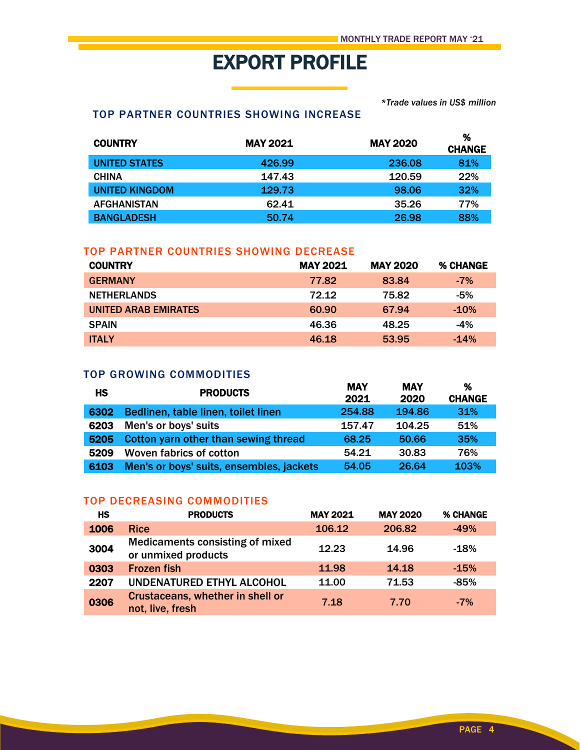# EXPORT PROFILE

*\*Trade values in US$ million*

### TOP PARTNER COUNTRIES SHOWING INCREASE

| COUNTRY | MAY 2021 | MAY 2020 | % CHANGE |
|---|---|---|---|
| UNITED STATES | 426.99 | 236.08 | 81% |
| CHINA | 147.43 | 120.59 | 22% |
| UNITED KINGDOM | 129.73 | 98.06 | 32% |
| AFGHANISTAN | 62.41 | 35.26 | 77% |
| BANGLADESH | 50.74 | 26.98 | 88% |

### TOP PARTNER COUNTRIES SHOWING DECREASE

| COUNTRY | MAY 2021 | MAY 2020 | % CHANGE |
|---|---|---|---|
| GERMANY | 77.82 | 83.84 | -7% |
| NETHERLANDS | 72.12 | 75.82 | -5% |
| UNITED ARAB EMIRATES | 60.90 | 67.94 | -10% |
| SPAIN | 46.36 | 48.25 | -4% |
| ITALY | 46.18 | 53.95 | -14% |

### TOP GROWING COMMODITIES

| HS | PRODUCTS | MAY 2021 | MAY 2020 | % CHANGE |
|---|---|---|---|---|
| 6302 | Bedlinen, table linen, toilet linen | 254.88 | 194.86 | 31% |
| 6203 | Men's or boys' suits | 157.47 | 104.25 | 51% |
| 5205 | Cotton yarn other than sewing thread | 68.25 | 50.66 | 35% |
| 5209 | Woven fabrics of cotton | 54.21 | 30.83 | 76% |
| 6103 | Men's or boys' suits, ensembles, jackets | 54.05 | 26.64 | 103% |

### TOP DECREASING COMMODITIES

| HS | PRODUCTS | MAY 2021 | MAY 2020 | % CHANGE |
|---|---|---|---|---|
| 1006 | Rice | 106.12 | 206.82 | -49% |
| 3004 | Medicaments consisting of mixed or unmixed products | 12.23 | 14.96 | -18% |
| 0303 | Frozen fish | 11.98 | 14.18 | -15% |
| 2207 | UNDENATURED ETHYL ALCOHOL | 11.00 | 71.53 | -85% |
| 0306 | Crustaceans, whether in shell or not, live, fresh | 7.18 | 7.70 | -7% |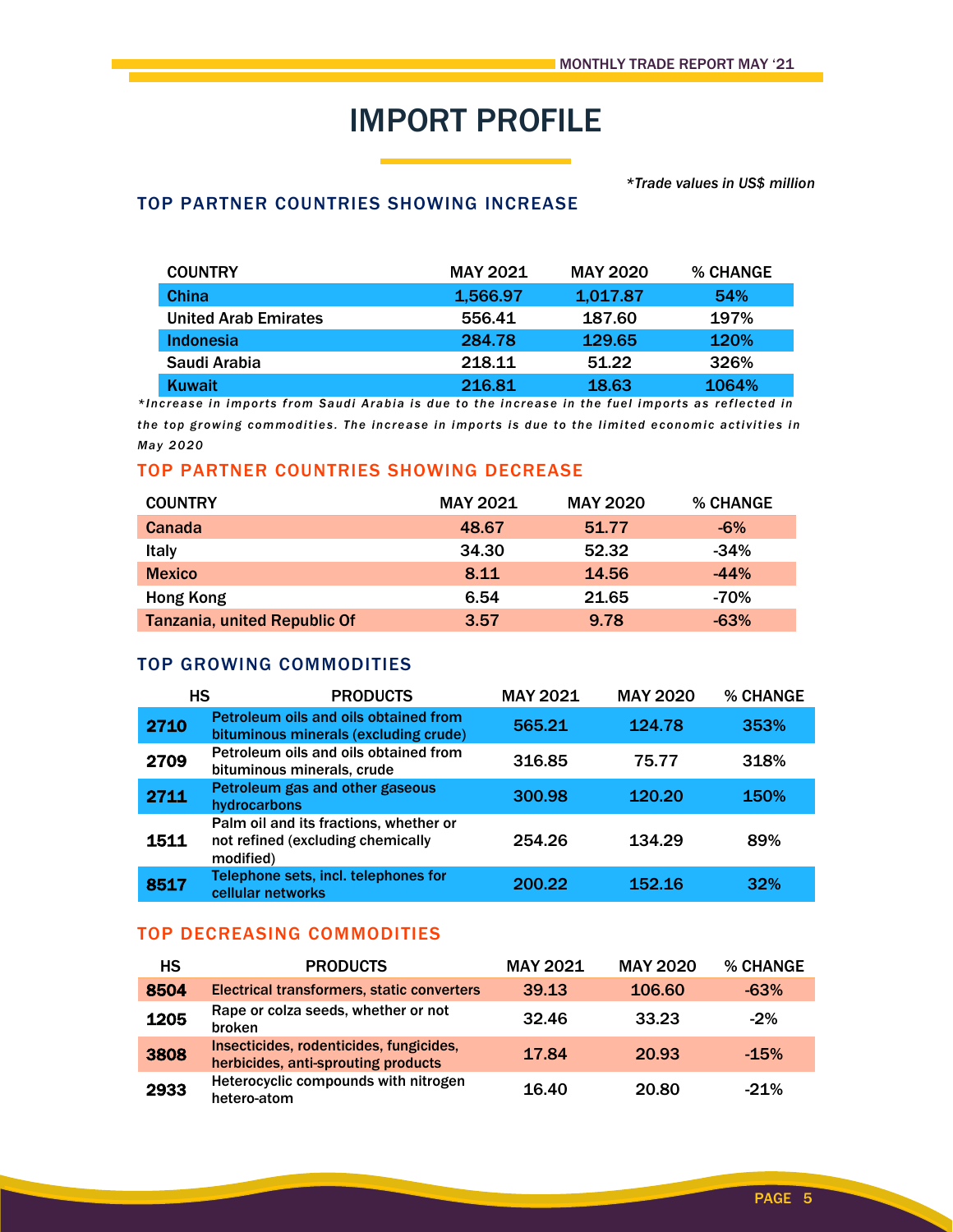# IMPORT PROFILE

*\*Trade values in US$ million*

## TOP PARTNER COUNTRIES SHOWING INCREASE

| COUNTRY | MAY 2021 | MAY 2020 | % CHANGE |
|---|---|---|---|
| China | 1,566.97 | 1,017.87 | 54% |
| United Arab Emirates | 556.41 | 187.60 | 197% |
| Indonesia | 284.78 | 129.65 | 120% |
| Saudi Arabia | 218.11 | 51.22 | 326% |
| Kuwait | 216.81 | 18.63 | 1064% |

*\*Increase in imports from Saudi Arabia is due to the increase in the fuel imports as reflected in the top growing commodities. The increase in imports is due to the limited economic activities in May 2020*

## TOP PARTNER COUNTRIES SHOWING DECREASE

| COUNTRY | MAY 2021 | MAY 2020 | % CHANGE |
|---|---|---|---|
| Canada | 48.67 | 51.77 | -6% |
| Italy | 34.30 | 52.32 | -34% |
| Mexico | 8.11 | 14.56 | -44% |
| Hong Kong | 6.54 | 21.65 | -70% |
| Tanzania, united Republic Of | 3.57 | 9.78 | -63% |

## TOP GROWING COMMODITIES

| HS | PRODUCTS | MAY 2021 | MAY 2020 | % CHANGE |
|---|---|---|---|---|
| 2710 | Petroleum oils and oils obtained from bituminous minerals (excluding crude) | 565.21 | 124.78 | 353% |
| 2709 | Petroleum oils and oils obtained from bituminous minerals, crude | 316.85 | 75.77 | 318% |
| 2711 | Petroleum gas and other gaseous hydrocarbons | 300.98 | 120.20 | 150% |
| 1511 | Palm oil and its fractions, whether or not refined (excluding chemically modified) | 254.26 | 134.29 | 89% |
| 8517 | Telephone sets, incl. telephones for cellular networks | 200.22 | 152.16 | 32% |

## TOP DECREASING COMMODITIES

| HS | PRODUCTS | MAY 2021 | MAY 2020 | % CHANGE |
|---|---|---|---|---|
| 8504 | Electrical transformers, static converters | 39.13 | 106.60 | -63% |
| 1205 | Rape or colza seeds, whether or not broken | 32.46 | 33.23 | -2% |
| 3808 | Insecticides, rodenticides, fungicides, herbicides, anti-sprouting products | 17.84 | 20.93 | -15% |
| 2933 | Heterocyclic compounds with nitrogen hetero-atom | 16.40 | 20.80 | -21% |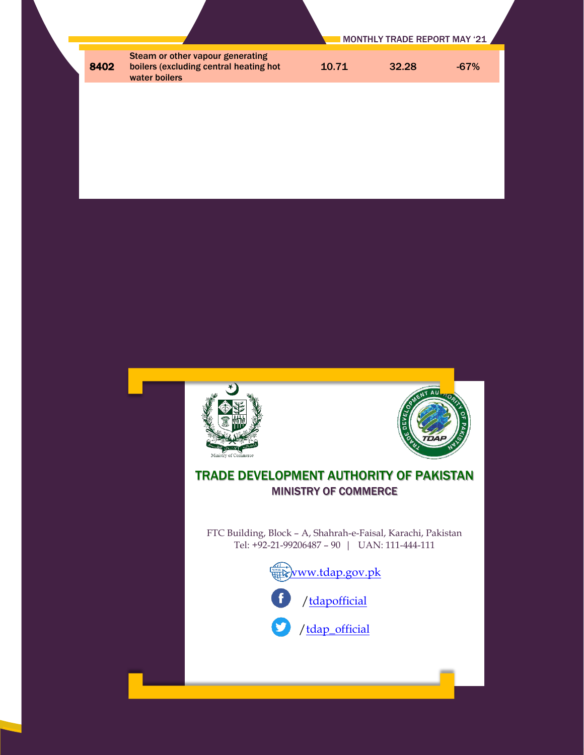| | | | | |
|---|---|---|---|---|
| 8402 | Steam or other vapour generating boilers (excluding central heating hot water boilers | 10.71 | 32.28 | -67% |

Ministry of Commerce

## TRADE DEVELOPMENT AUTHORITY OF PAKISTAN

### MINISTRY OF COMMERCE

FTC Building, Block – A, Shahrah-e-Faisal, Karachi, Pakistan
Tel: +92-21-99206487 – 90 | UAN: 111-444-111

www.tdap.gov.pk

/tdapofficial

/tdap_official